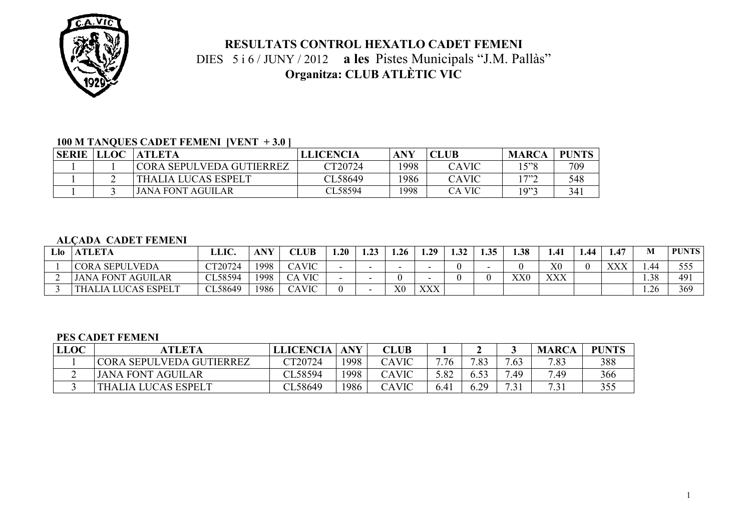# RESULTATS CONTROL HEXATLO CADET FEMENI

DIES 5 i 6 / JUNY / 2012 **a les** Pistes Municipals "J.M. Pallàs"

**Organitza: CLUB ATLÈTIC VIC**

### 100 M TANQUES CADET FEMENI [VENT + 3.0 ]

| SERIE | LLOC | ATLETA | LLICENCIA | ANY | CLUB | MARCA | PUNTS |
|---|---|---|---|---|---|---|---|
| 1 | 1 | CORA SEPULVEDA GUTIERREZ | CT20724 | 1998 | CAVIC | 15"8 | 709 |
| 1 | 2 | THALIA LUCAS ESPELT | CL58649 | 1986 | CAVIC | 17"2 | 548 |
| 1 | 3 | JANA FONT AGUILAR | CL58594 | 1998 | CA VIC | 19"3 | 341 |

### ALÇADA CADET FEMENI

| Llo | ATLETA | LLIC. | ANY | CLUB | 1.20 | 1.23 | 1.26 | 1.29 | 1.32 | 1.35 | 1.38 | 1.41 | 1.44 | 1.47 | M | PUNTS |
|---|---|---|---|---|---|---|---|---|---|---|---|---|---|---|---|---|
| 1 | CORA SEPULVEDA | CT20724 | 1998 | CAVIC | - | - | - | - | 0 | - | 0 | X0 | 0 | XXX | 1.44 | 555 |
| 2 | JANA FONT AGUILAR | CL58594 | 1998 | CA VIC | - | - | 0 | - | 0 | 0 | XX0 | XXX | | | 1.38 | 491 |
| 3 | THALIA LUCAS ESPELT | CL58649 | 1986 | CAVIC | 0 | - | X0 | XXX | | | | | | | 1.26 | 369 |

### PES CADET FEMENI

| LLOC | ATLETA | LLICENCIA | ANY | CLUB | 1 | 2 | 3 | MARCA | PUNTS |
|---|---|---|---|---|---|---|---|---|---|
| 1 | CORA SEPULVEDA GUTIERREZ | CT20724 | 1998 | CAVIC | 7.76 | 7.83 | 7.63 | 7.83 | 388 |
| 2 | JANA FONT AGUILAR | CL58594 | 1998 | CAVIC | 5.82 | 6.53 | 7.49 | 7.49 | 366 |
| 3 | THALIA LUCAS ESPELT | CL58649 | 1986 | CAVIC | 6.41 | 6.29 | 7.31 | 7.31 | 355 |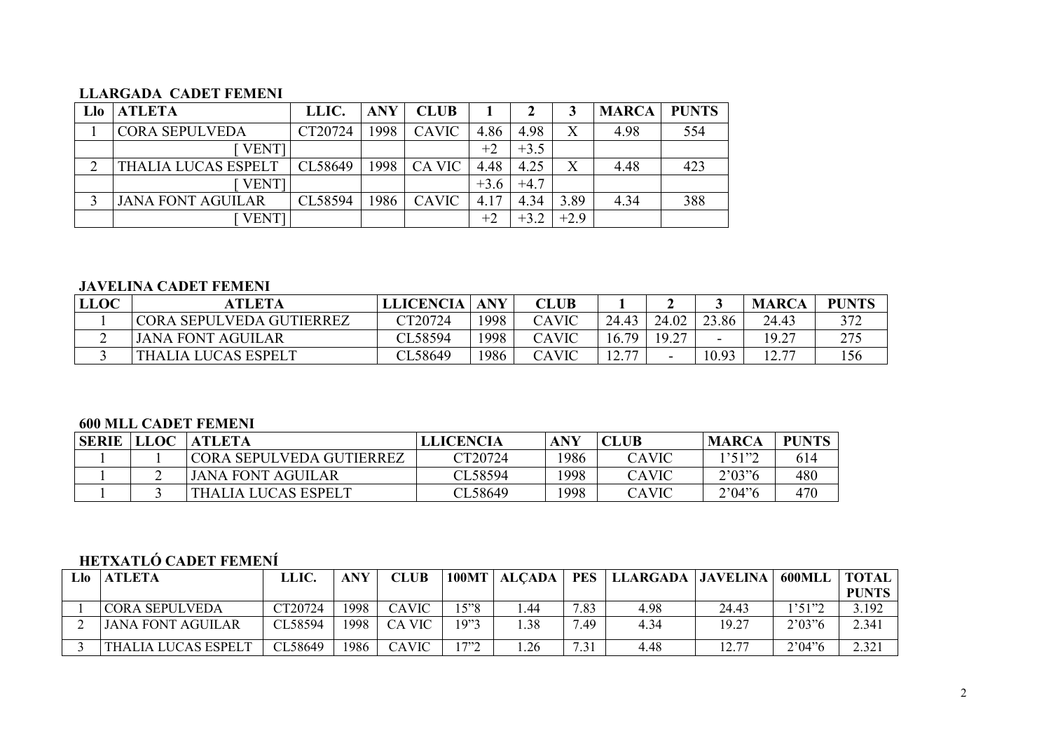**LLARGADA CADET FEMENI**

| Llo | ATLETA | LLIC. | ANY | CLUB | 1 | 2 | 3 | MARCA | PUNTS |
|---|---|---|---|---|---|---|---|---|---|
| 1 | CORA SEPULVEDA | CT20724 | 1998 | CAVIC | 4.86 | 4.98 | X | 4.98 | 554 |
| | [ VENT] | | | | +2 | +3.5 | | | |
| 2 | THALIA LUCAS ESPELT | CL58649 | 1998 | CA VIC | 4.48 | 4.25 | X | 4.48 | 423 |
| | [ VENT] | | | | +3.6 | +4.7 | | | |
| 3 | JANA FONT AGUILAR | CL58594 | 1986 | CAVIC | 4.17 | 4.34 | 3.89 | 4.34 | 388 |
| | [ VENT] | | | | +2 | +3.2 | +2.9 | | |

**JAVELINA CADET FEMENI**

| LLOC | ATLETA | LLICENCIA | ANY | CLUB | 1 | 2 | 3 | MARCA | PUNTS |
|---|---|---|---|---|---|---|---|---|---|
| 1 | CORA SEPULVEDA GUTIERREZ | CT20724 | 1998 | CAVIC | 24.43 | 24.02 | 23.86 | 24.43 | 372 |
| 2 | JANA FONT AGUILAR | CL58594 | 1998 | CAVIC | 16.79 | 19.27 | - | 19.27 | 275 |
| 3 | THALIA LUCAS ESPELT | CL58649 | 1986 | CAVIC | 12.77 | - | 10.93 | 12.77 | 156 |

**600 MLL CADET FEMENI**

| SERIE | LLOC | ATLETA | LLICENCIA | ANY | CLUB | MARCA | PUNTS |
|---|---|---|---|---|---|---|---|
| 1 | 1 | CORA SEPULVEDA GUTIERREZ | CT20724 | 1986 | CAVIC | 1'51"2 | 614 |
| 1 | 2 | JANA FONT AGUILAR | CL58594 | 1998 | CAVIC | 2'03"6 | 480 |
| 1 | 3 | THALIA LUCAS ESPELT | CL58649 | 1998 | CAVIC | 2'04"6 | 470 |

**HETXATLÓ CADET FEMENÍ**

| Llo | ATLETA | LLIC. | ANY | CLUB | 100MT | ALÇADA | PES | LLARGADA | JAVELINA | 600MLL | TOTAL PUNTS |
|---|---|---|---|---|---|---|---|---|---|---|---|
| 1 | CORA SEPULVEDA | CT20724 | 1998 | CAVIC | 15"8 | 1.44 | 7.83 | 4.98 | 24.43 | 1'51"2 | 3.192 |
| 2 | JANA FONT AGUILAR | CL58594 | 1998 | CA VIC | 19"3 | 1.38 | 7.49 | 4.34 | 19.27 | 2'03"6 | 2.341 |
| 3 | THALIA LUCAS ESPELT | CL58649 | 1986 | CAVIC | 17"2 | 1.26 | 7.31 | 4.48 | 12.77 | 2'04"6 | 2.321 |